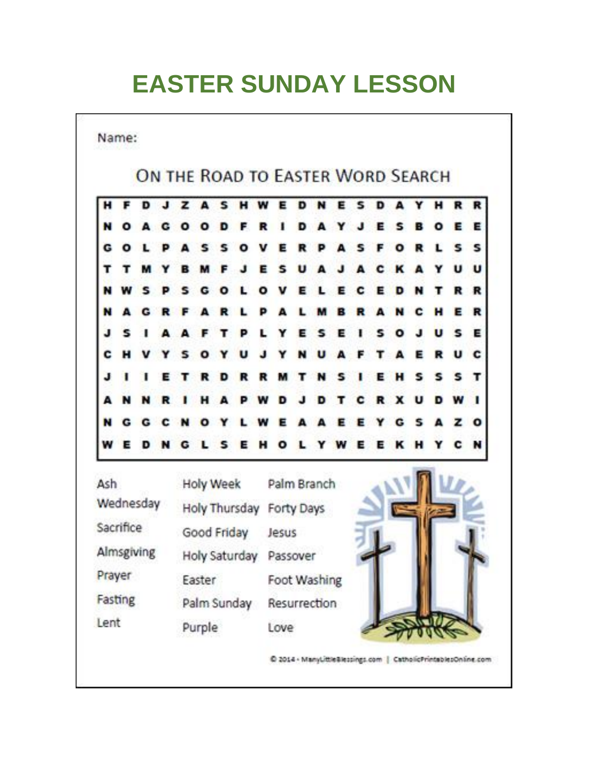# EASTER SUNDAY LESSON

Name:

## On the Road to Easter Word Search

| | | | | | | | | | | | | | | | | | | |
|---|---|---|---|---|---|---|---|---|---|---|---|---|---|---|---|---|---|---|
| H | F | D | J | Z | A | S | H | W | E | D | N | E | S | D | A | Y | H | R | R |
| N | O | A | G | O | O | D | F | R | I | D | A | Y | J | E | S | B | O | E | E |
| G | O | L | P | A | S | S | O | V | E | R | P | A | S | F | O | R | L | S | S |
| T | T | M | Y | B | M | F | J | E | S | U | A | J | A | C | K | A | Y | U | U |
| N | W | S | P | S | G | O | L | O | V | E | L | E | C | E | D | N | T | R | R |
| N | A | G | R | F | A | R | L | P | A | L | M | B | R | A | N | C | H | E | R |
| J | S | I | A | A | F | T | P | L | Y | E | S | E | I | S | O | J | U | S | E |
| C | H | V | Y | S | O | Y | U | J | Y | N | U | A | F | T | A | E | R | U | C |
| J | I | I | E | T | R | D | R | R | M | T | N | S | I | E | H | S | S | S | T |
| A | N | N | R | I | H | A | P | W | D | J | D | T | C | R | X | U | D | W | I |
| N | G | G | C | N | O | Y | L | W | E | A | A | E | E | Y | G | S | A | Z | O |
| W | E | D | N | G | L | S | E | H | O | L | Y | W | E | E | K | H | Y | C | N |

Ash Wednesday
Sacrifice
Almsgiving
Prayer
Fasting
Lent
Holy Week
Holy Thursday
Good Friday
Holy Saturday
Easter
Palm Sunday
Purple
Palm Branch
Forty Days
Jesus
Passover
Foot Washing
Resurrection
Love

© 2014 - ManyLittleBlessings.com | CatholicPrintablesOnline.com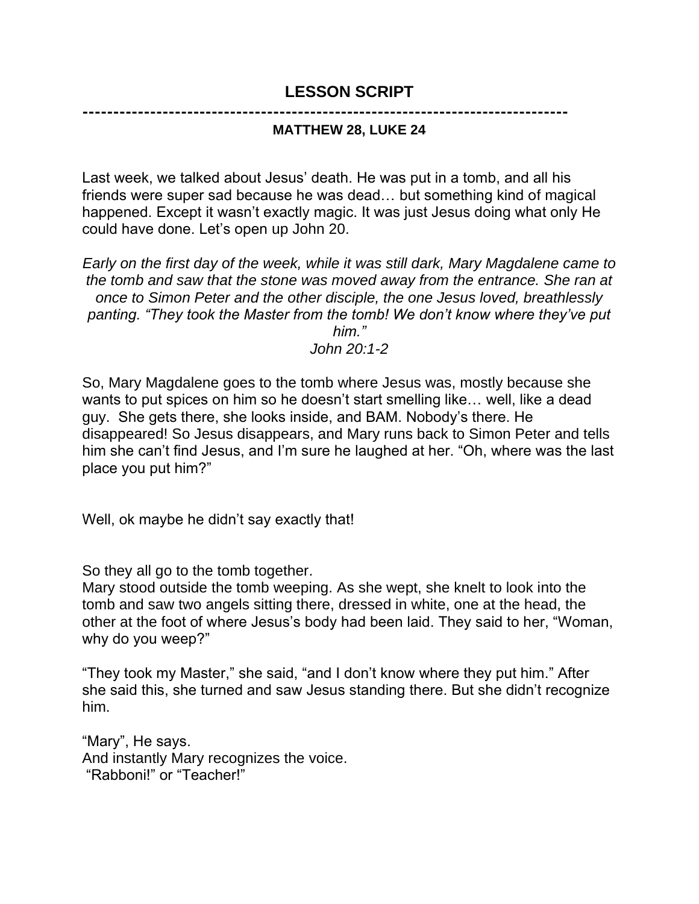## LESSON SCRIPT

-------------------------------------------------------------------------------

### MATTHEW 28, LUKE 24

Last week, we talked about Jesus' death. He was put in a tomb, and all his friends were super sad because he was dead… but something kind of magical happened. Except it wasn't exactly magic. It was just Jesus doing what only He could have done. Let's open up John 20.

*Early on the first day of the week, while it was still dark, Mary Magdalene came to the tomb and saw that the stone was moved away from the entrance. She ran at once to Simon Peter and the other disciple, the one Jesus loved, breathlessly panting. "They took the Master from the tomb! We don't know where they've put him."*
*John 20:1-2*

So, Mary Magdalene goes to the tomb where Jesus was, mostly because she wants to put spices on him so he doesn't start smelling like… well, like a dead guy. She gets there, she looks inside, and BAM. Nobody's there. He disappeared! So Jesus disappears, and Mary runs back to Simon Peter and tells him she can't find Jesus, and I'm sure he laughed at her. "Oh, where was the last place you put him?"

Well, ok maybe he didn't say exactly that!

So they all go to the tomb together.
Mary stood outside the tomb weeping. As she wept, she knelt to look into the tomb and saw two angels sitting there, dressed in white, one at the head, the other at the foot of where Jesus's body had been laid. They said to her, "Woman, why do you weep?"

"They took my Master," she said, "and I don't know where they put him." After she said this, she turned and saw Jesus standing there. But she didn't recognize him.

"Mary", He says.
And instantly Mary recognizes the voice.
"Rabboni!" or "Teacher!"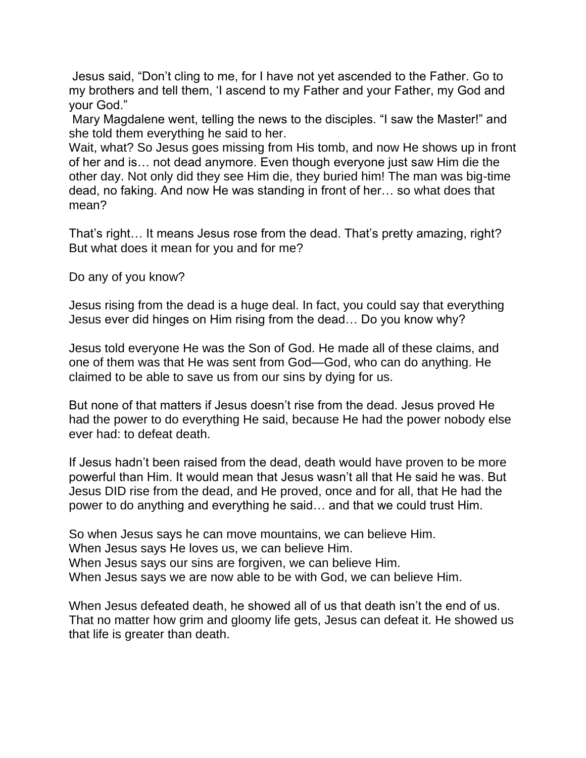Jesus said, "Don't cling to me, for I have not yet ascended to the Father. Go to my brothers and tell them, 'I ascend to my Father and your Father, my God and your God."

Mary Magdalene went, telling the news to the disciples. "I saw the Master!" and she told them everything he said to her.

Wait, what? So Jesus goes missing from His tomb, and now He shows up in front of her and is… not dead anymore. Even though everyone just saw Him die the other day. Not only did they see Him die, they buried him! The man was big-time dead, no faking. And now He was standing in front of her… so what does that mean?

That's right… It means Jesus rose from the dead. That's pretty amazing, right? But what does it mean for you and for me?

Do any of you know?

Jesus rising from the dead is a huge deal. In fact, you could say that everything Jesus ever did hinges on Him rising from the dead… Do you know why?

Jesus told everyone He was the Son of God. He made all of these claims, and one of them was that He was sent from God—God, who can do anything. He claimed to be able to save us from our sins by dying for us.

But none of that matters if Jesus doesn't rise from the dead. Jesus proved He had the power to do everything He said, because He had the power nobody else ever had: to defeat death.

If Jesus hadn't been raised from the dead, death would have proven to be more powerful than Him. It would mean that Jesus wasn't all that He said he was. But Jesus DID rise from the dead, and He proved, once and for all, that He had the power to do anything and everything he said… and that we could trust Him.

So when Jesus says he can move mountains, we can believe Him.
When Jesus says He loves us, we can believe Him.
When Jesus says our sins are forgiven, we can believe Him.
When Jesus says we are now able to be with God, we can believe Him.

When Jesus defeated death, he showed all of us that death isn't the end of us. That no matter how grim and gloomy life gets, Jesus can defeat it. He showed us that life is greater than death.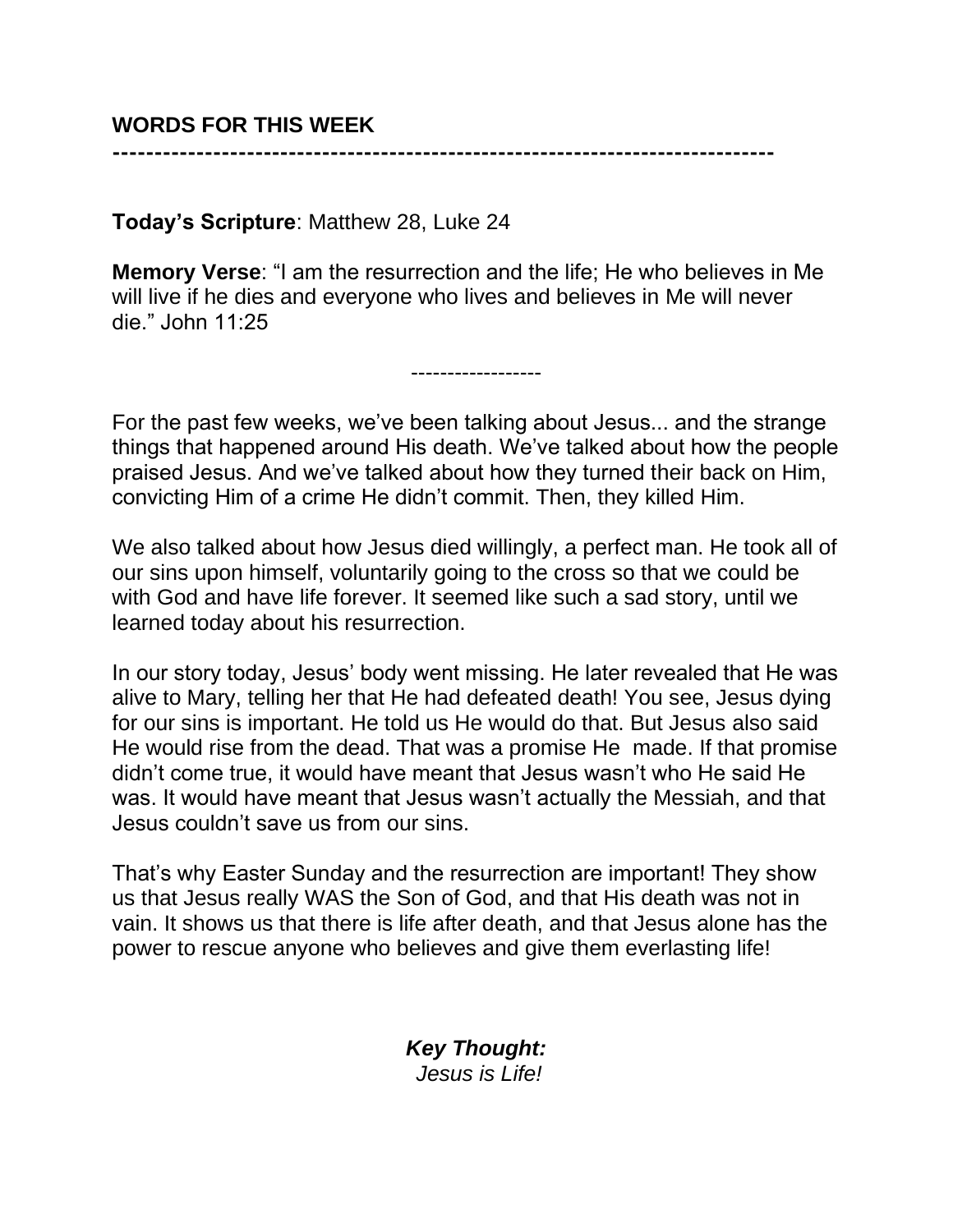**WORDS FOR THIS WEEK**

**--------------------------------------------------------------------------------**

**Today's Scripture**: Matthew 28, Luke 24

**Memory Verse**: "I am the resurrection and the life; He who believes in Me will live if he dies and everyone who lives and believes in Me will never die." John 11:25

------------------

For the past few weeks, we've been talking about Jesus... and the strange things that happened around His death. We've talked about how the people praised Jesus. And we've talked about how they turned their back on Him, convicting Him of a crime He didn't commit. Then, they killed Him.

We also talked about how Jesus died willingly, a perfect man. He took all of our sins upon himself, voluntarily going to the cross so that we could be with God and have life forever. It seemed like such a sad story, until we learned today about his resurrection.

In our story today, Jesus' body went missing. He later revealed that He was alive to Mary, telling her that He had defeated death! You see, Jesus dying for our sins is important. He told us He would do that. But Jesus also said He would rise from the dead. That was a promise He made. If that promise didn't come true, it would have meant that Jesus wasn't who He said He was. It would have meant that Jesus wasn't actually the Messiah, and that Jesus couldn't save us from our sins.

That's why Easter Sunday and the resurrection are important! They show us that Jesus really WAS the Son of God, and that His death was not in vain. It shows us that there is life after death, and that Jesus alone has the power to rescue anyone who believes and give them everlasting life!

***Key Thought:***
*Jesus is Life!*